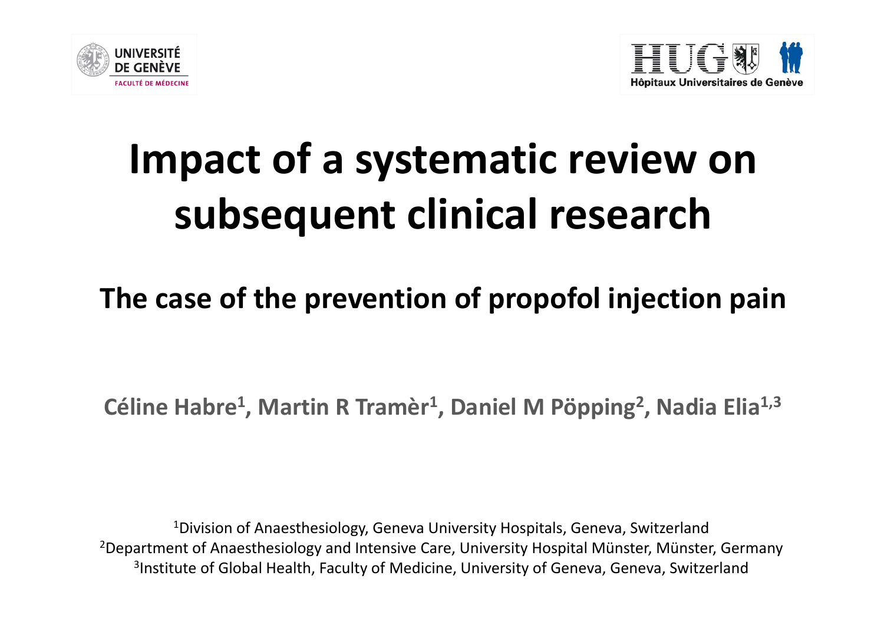UNIVERSITÉ DE GENÈVE
FACULTÉ DE MÉDECINE

HUG Hôpitaux Universitaires de Genève

# Impact of a systematic review on subsequent clinical research

## The case of the prevention of propofol injection pain

**Céline Habre[1], Martin R Tramèr[1], Daniel M Pöpping[2], Nadia Elia[1,3]**

[1]Division of Anaesthesiology, Geneva University Hospitals, Geneva, Switzerland
[2]Department of Anaesthesiology and Intensive Care, University Hospital Münster, Münster, Germany
[3]Institute of Global Health, Faculty of Medicine, University of Geneva, Geneva, Switzerland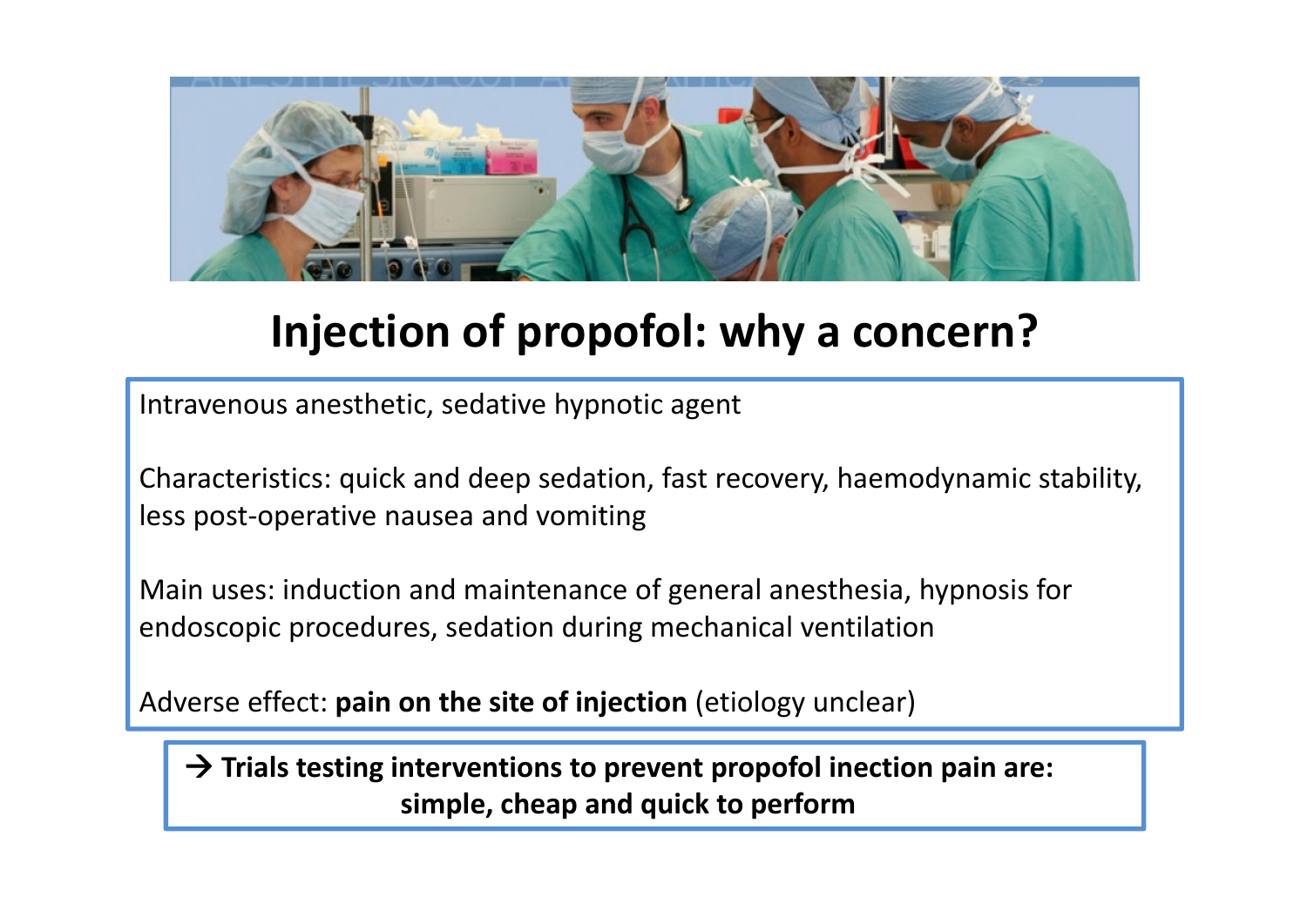# Injection of propofol: why a concern?

Intravenous anesthetic, sedative hypnotic agent

Characteristics: quick and deep sedation, fast recovery, haemodynamic stability, less post-operative nausea and vomiting

Main uses: induction and maintenance of general anesthesia, hypnosis for endoscopic procedures, sedation during mechanical ventilation

Adverse effect: **pain on the site of injection** (etiology unclear)

→ **Trials testing interventions to prevent propofol inection pain are: simple, cheap and quick to perform**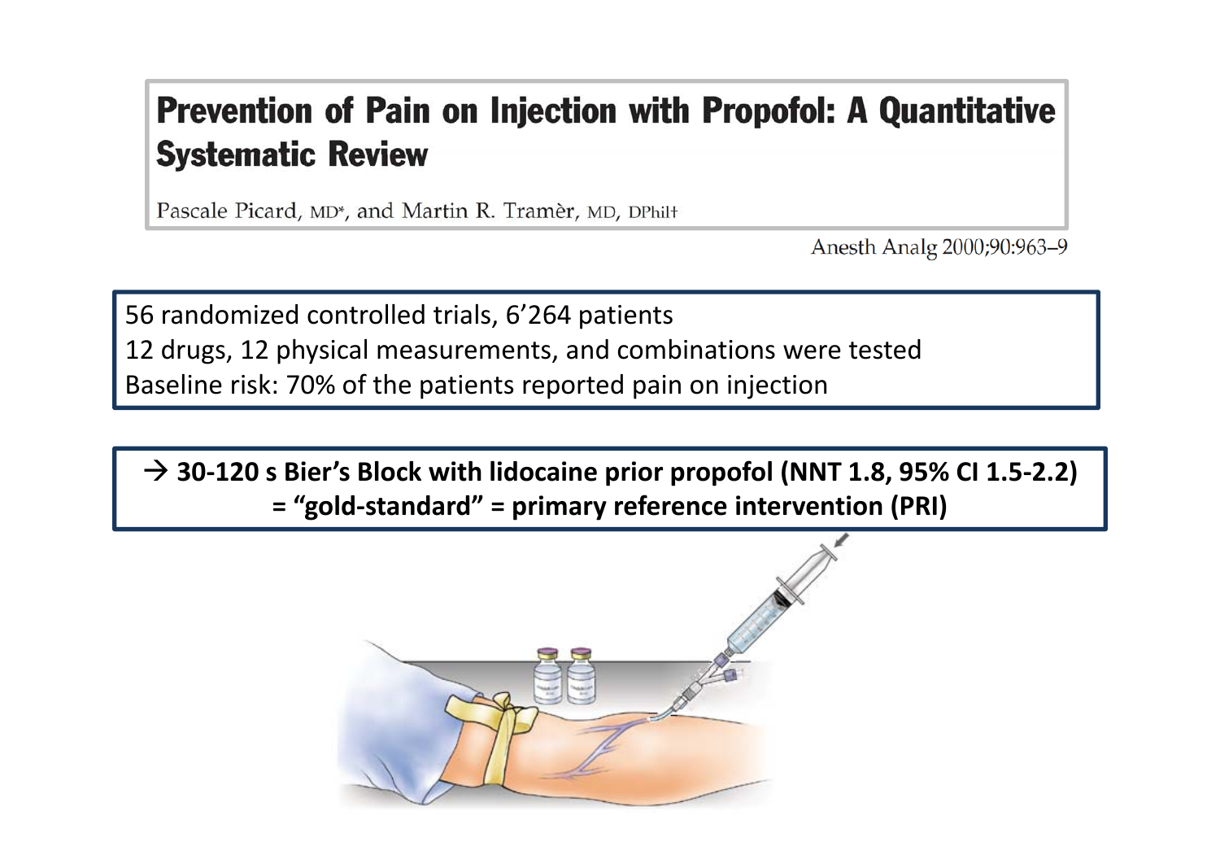# Prevention of Pain on Injection with Propofol: A Quantitative Systematic Review

Pascale Picard, MD*, and Martin R. Tramèr, MD, DPhil†

Anesth Analg 2000;90:963–9

56 randomized controlled trials, 6’264 patients
12 drugs, 12 physical measurements, and combinations were tested
Baseline risk: 70% of the patients reported pain on injection

**→ 30-120 s Bier’s Block with lidocaine prior propofol (NNT 1.8, 95% CI 1.5-2.2) = “gold-standard” = primary reference intervention (PRI)**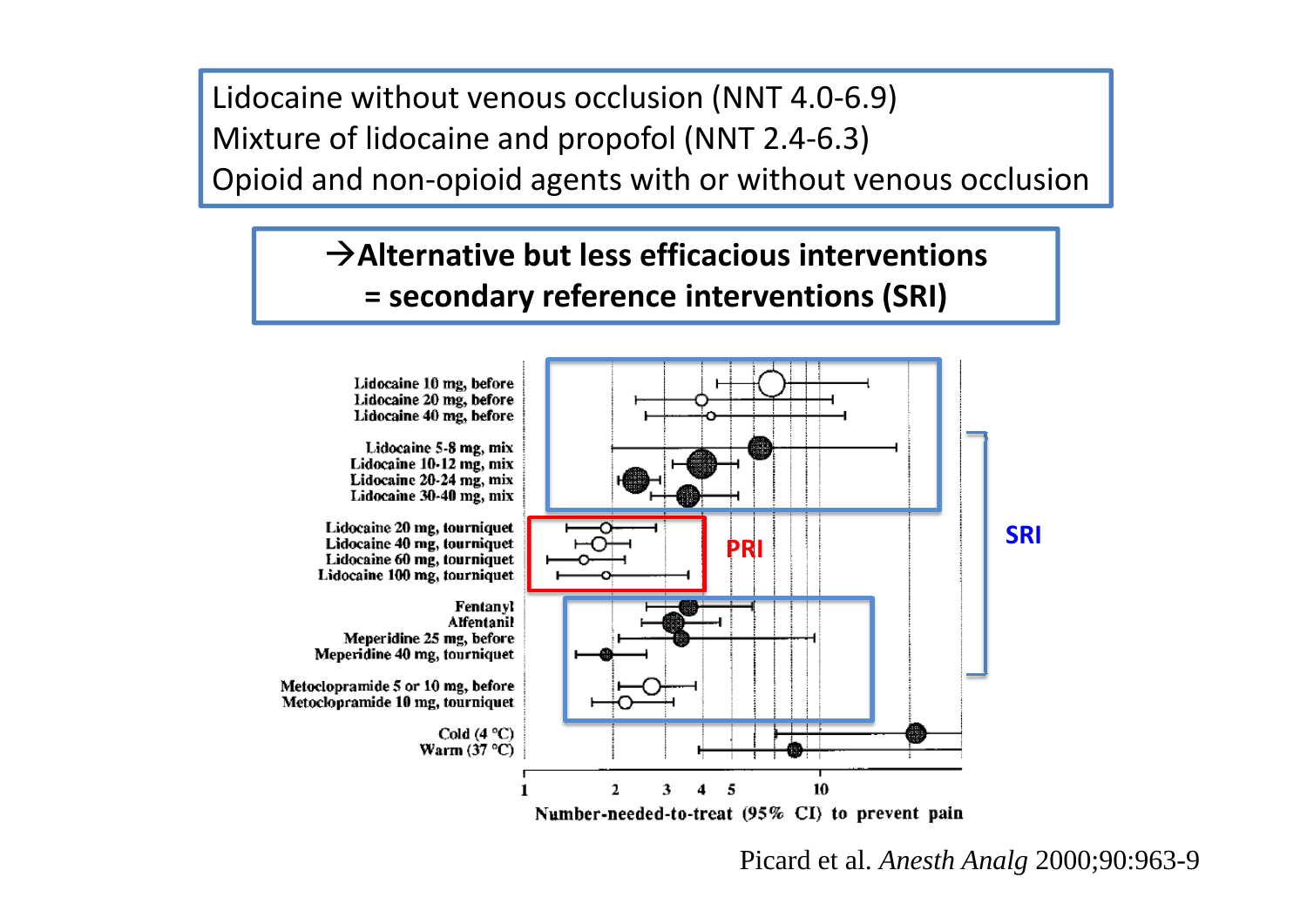Lidocaine without venous occlusion (NNT 4.0-6.9)
Mixture of lidocaine and propofol (NNT 2.4-6.3)
Opioid and non-opioid agents with or without venous occlusion

**→Alternative but less efficacious interventions**
**= secondary reference interventions (SRI)**

Lidocaine 10 mg, before
Lidocaine 20 mg, before
Lidocaine 40 mg, before

Lidocaine 5-8 mg, mix
Lidocaine 10-12 mg, mix
Lidocaine 20-24 mg, mix
Lidocaine 30-40 mg, mix

Lidocaine 20 mg, tourniquet
Lidocaine 40 mg, tourniquet
Lidocaine 60 mg, tourniquet
Lidocaine 100 mg, tourniquet

Fentanyl
Alfentanil
Meperidine 25 mg, before
Meperidine 40 mg, tourniquet

Metoclopramide 5 or 10 mg, before
Metoclopramide 10 mg, tourniquet

Cold (4 °C)
Warm (37 °C)

PRI

SRI

1 2 3 4 5 10

Number-needed-to-treat (95% CI) to prevent pain

Picard et al. *Anesth Analg* 2000;90:963-9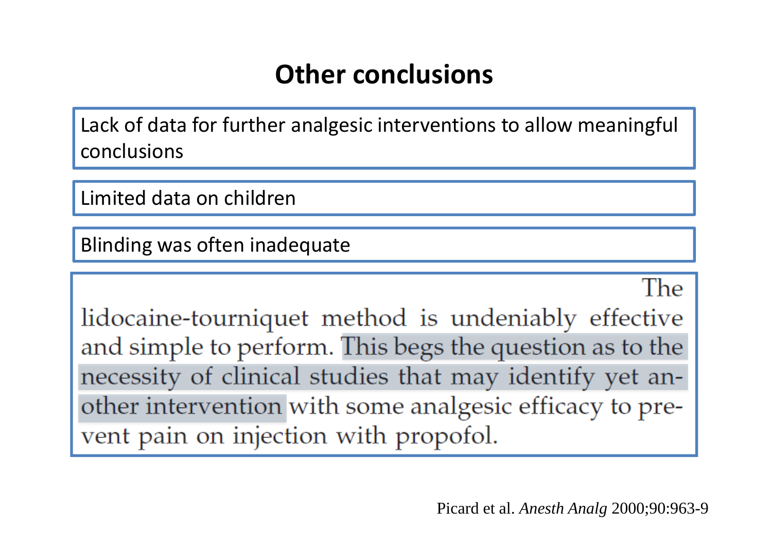# Other conclusions

Lack of data for further analgesic interventions to allow meaningful conclusions

Limited data on children

Blinding was often inadequate

> The lidocaine-tourniquet method is undeniably effective and simple to perform. This begs the question as to the necessity of clinical studies that may identify yet another intervention with some analgesic efficacy to prevent pain on injection with propofol.

Picard et al. *Anesth Analg* 2000;90:963-9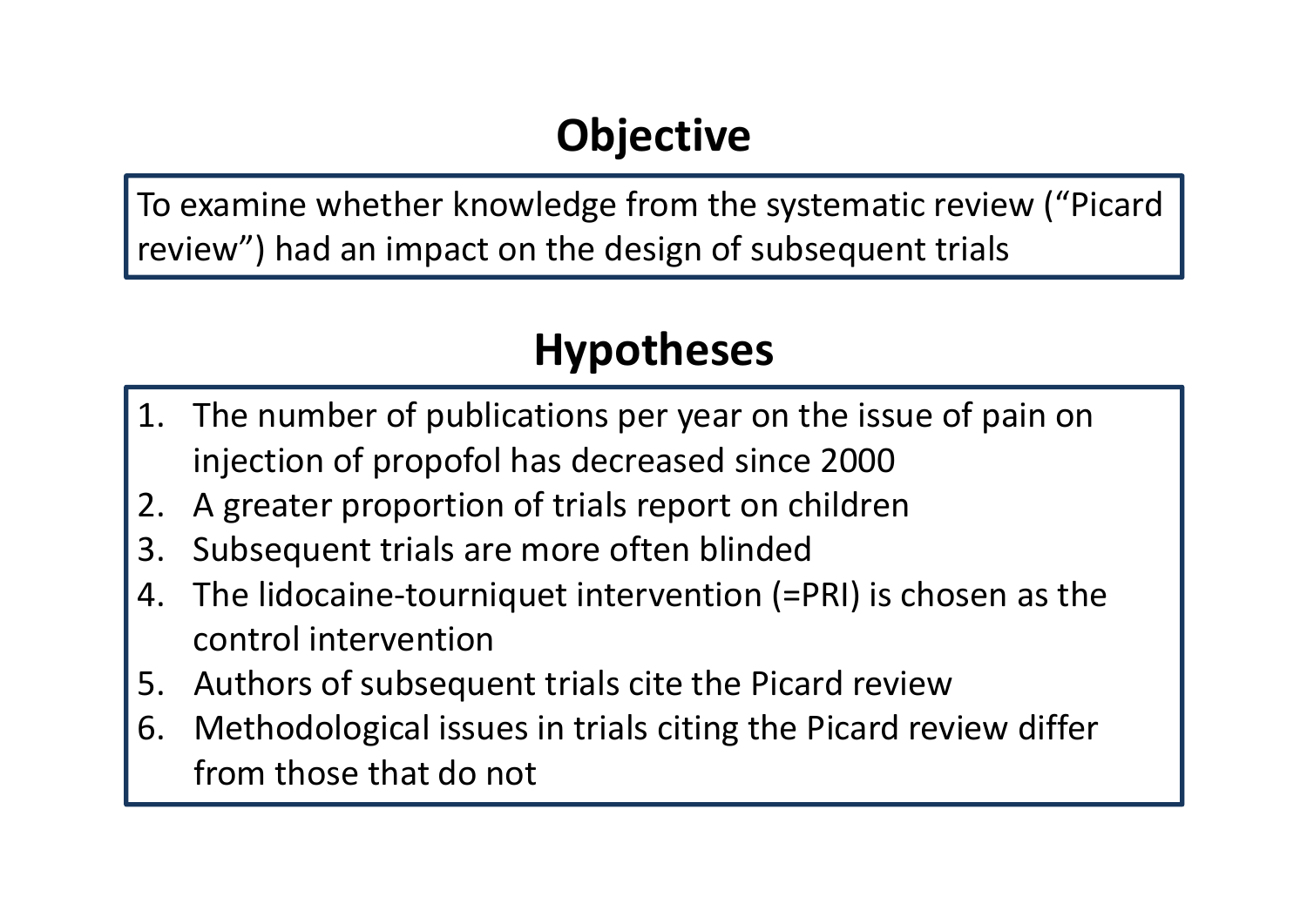## Objective

To examine whether knowledge from the systematic review (“Picard review”) had an impact on the design of subsequent trials

## Hypotheses

1. The number of publications per year on the issue of pain on injection of propofol has decreased since 2000
2. A greater proportion of trials report on children
3. Subsequent trials are more often blinded
4. The lidocaine-tourniquet intervention (=PRI) is chosen as the control intervention
5. Authors of subsequent trials cite the Picard review
6. Methodological issues in trials citing the Picard review differ from those that do not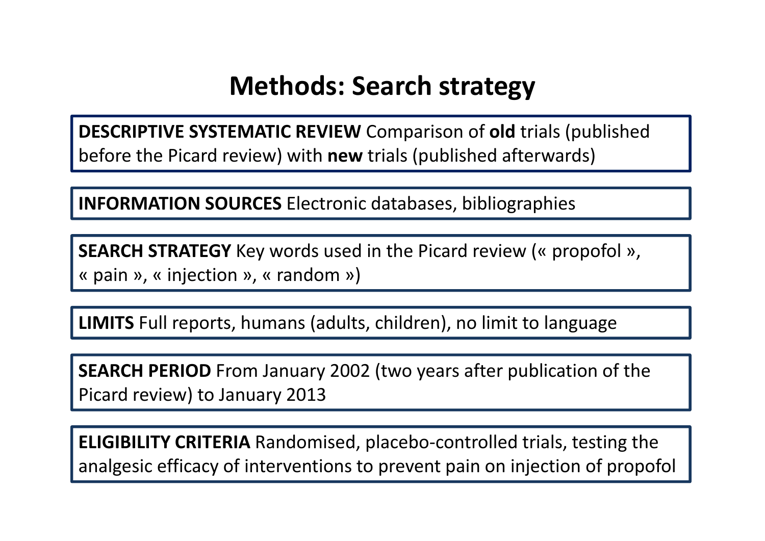# Methods: Search strategy

**DESCRIPTIVE SYSTEMATIC REVIEW** Comparison of **old** trials (published before the Picard review) with **new** trials (published afterwards)

**INFORMATION SOURCES** Electronic databases, bibliographies

**SEARCH STRATEGY** Key words used in the Picard review (« propofol », « pain », « injection », « random »)

**LIMITS** Full reports, humans (adults, children), no limit to language

**SEARCH PERIOD** From January 2002 (two years after publication of the Picard review) to January 2013

**ELIGIBILITY CRITERIA** Randomised, placebo-controlled trials, testing the analgesic efficacy of interventions to prevent pain on injection of propofol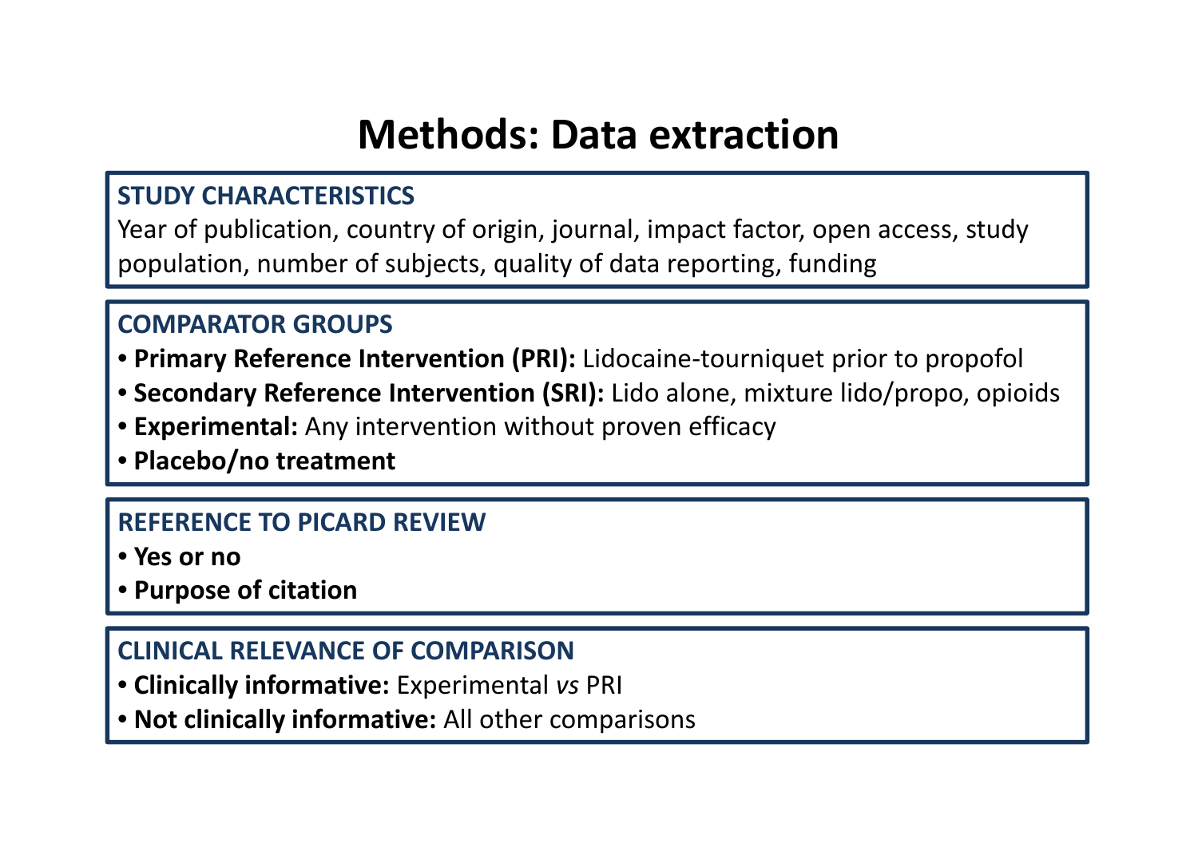# Methods: Data extraction

## STUDY CHARACTERISTICS

Year of publication, country of origin, journal, impact factor, open access, study population, number of subjects, quality of data reporting, funding

## COMPARATOR GROUPS

- **Primary Reference Intervention (PRI):** Lidocaine-tourniquet prior to propofol
- **Secondary Reference Intervention (SRI):** Lido alone, mixture lido/propo, opioids
- **Experimental:** Any intervention without proven efficacy
- **Placebo/no treatment**

## REFERENCE TO PICARD REVIEW

- **Yes or no**
- **Purpose of citation**

## CLINICAL RELEVANCE OF COMPARISON

- **Clinically informative:** Experimental *vs* PRI
- **Not clinically informative:** All other comparisons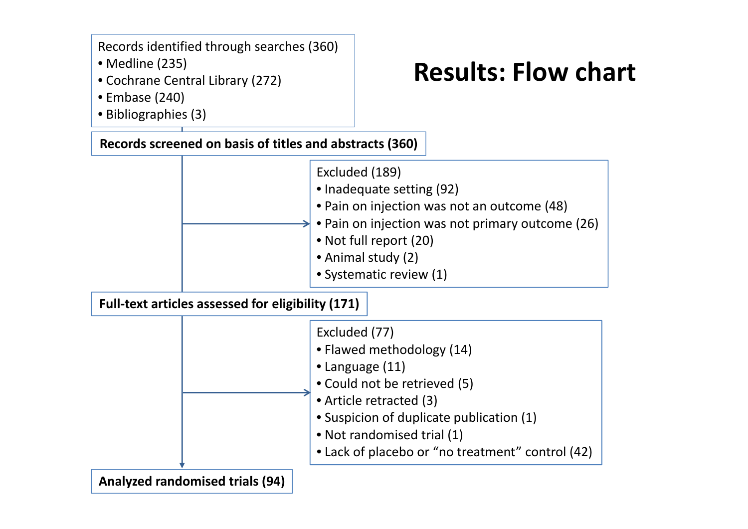# Results: Flow chart

**Records identified through searches (360)**

- Medline (235)
- Cochrane Central Library (272)
- Embase (240)
- Bibliographies (3)

**Records screened on basis of titles and abstracts (360)**

Excluded (189)

- Inadequate setting (92)
- Pain on injection was not an outcome (48)
- Pain on injection was not primary outcome (26)
- Not full report (20)
- Animal study (2)
- Systematic review (1)

**Full-text articles assessed for eligibility (171)**

Excluded (77)

- Flawed methodology (14)
- Language (11)
- Could not be retrieved (5)
- Article retracted (3)
- Suspicion of duplicate publication (1)
- Not randomised trial (1)
- Lack of placebo or "no treatment" control (42)

**Analyzed randomised trials (94)**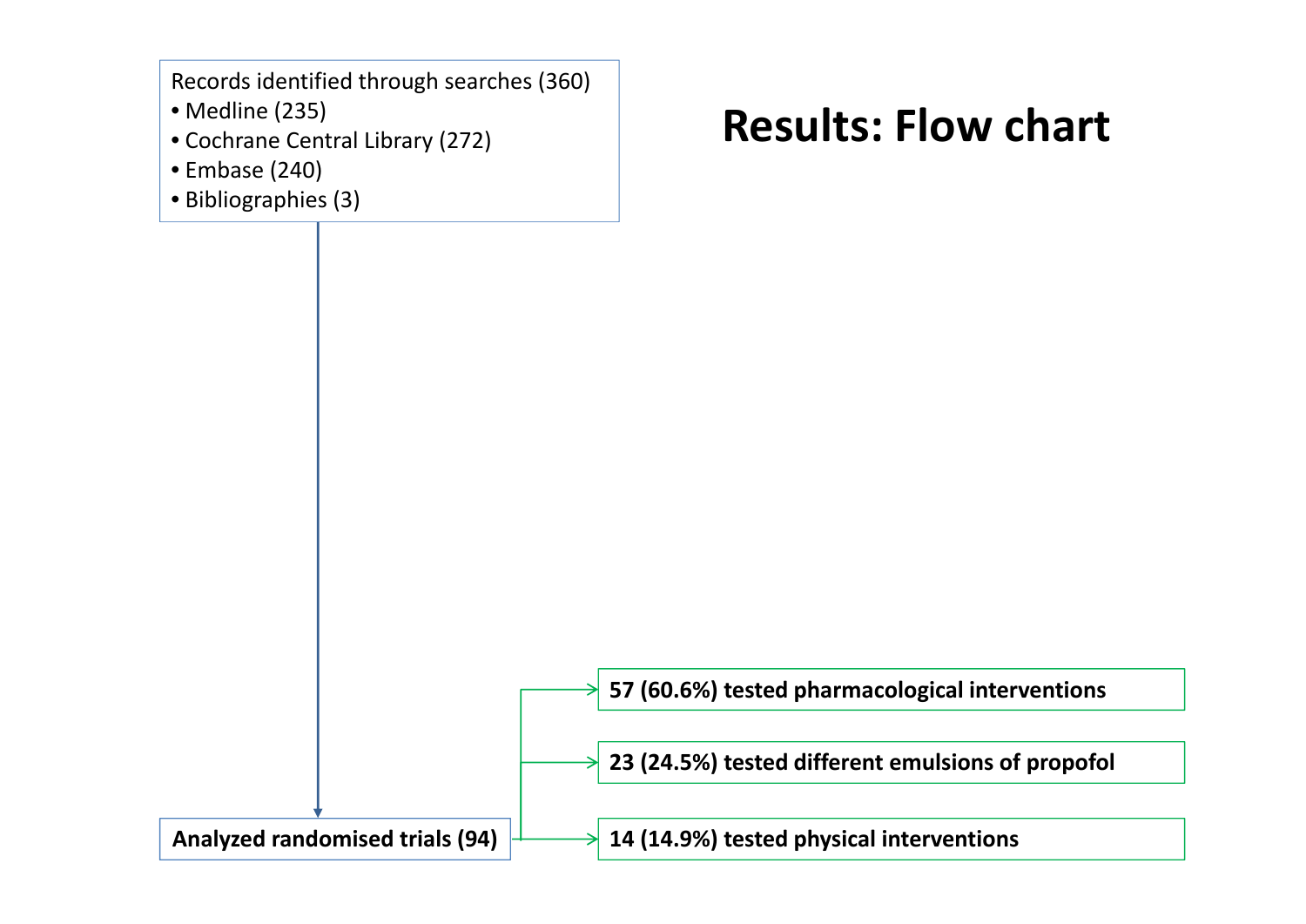# Results: Flow chart

Records identified through searches (360)

- Medline (235)
- Cochrane Central Library (272)
- Embase (240)
- Bibliographies (3)

**Analyzed randomised trials (94)**

- **57 (60.6%) tested pharmacological interventions**
- **23 (24.5%) tested different emulsions of propofol**
- **14 (14.9%) tested physical interventions**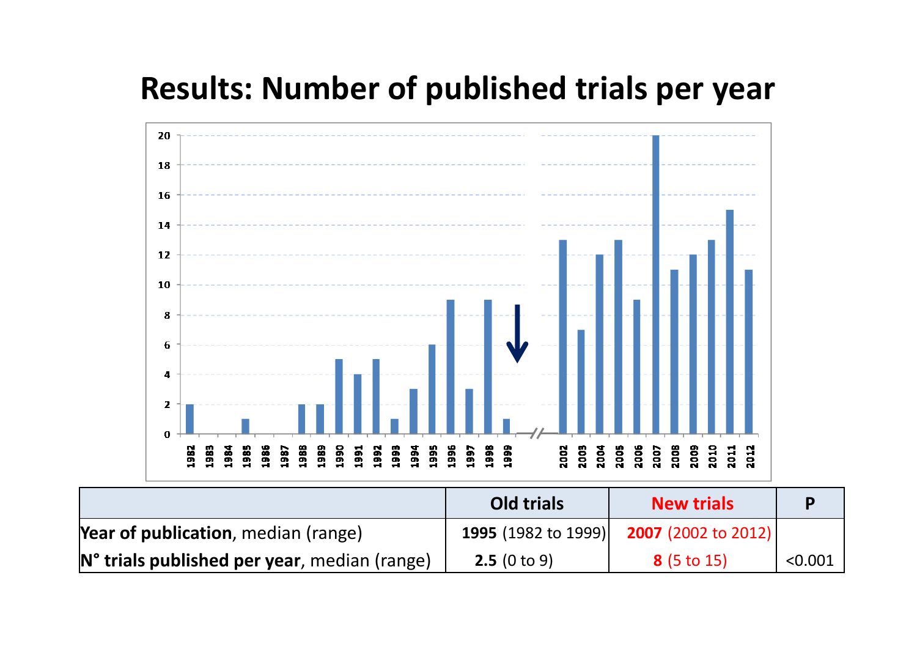# Results: Number of published trials per year

|  | Old trials | New trials | P |
|---|---|---|---|
| **Year of publication**, median (range) | **1995** (1982 to 1999) | **2007** (2002 to 2012) |  |
| **N° trials published per year**, median (range) | **2.5** (0 to 9) | **8** (5 to 15) | <0.001 |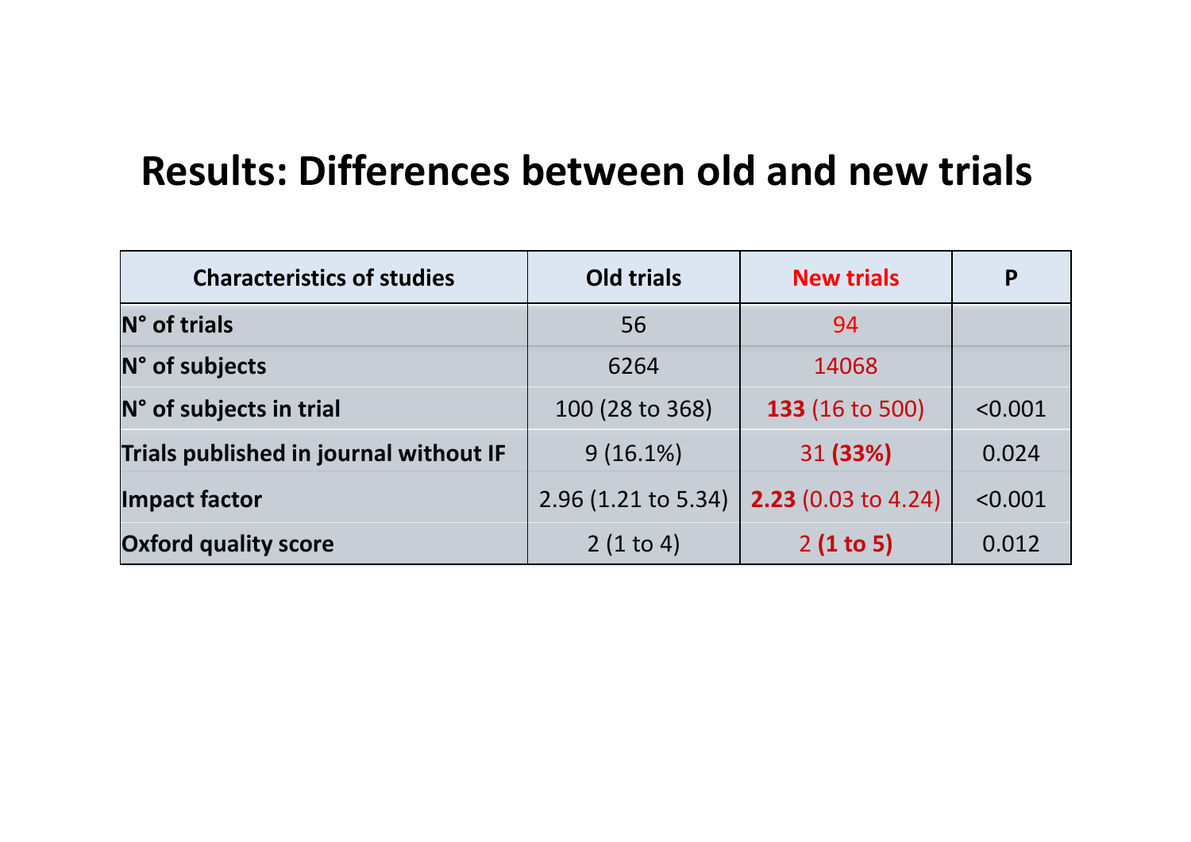# Results: Differences between old and new trials

| Characteristics of studies | Old trials | New trials | P |
|---|---|---|---|
| **N° of trials** | 56 | 94 | |
| **N° of subjects** | 6264 | 14068 | |
| **N° of subjects in trial** | 100 (28 to 368) | **133** (16 to 500) | <0.001 |
| **Trials published in journal without IF** | 9 (16.1%) | 31 **(33%)** | 0.024 |
| **Impact factor** | 2.96 (1.21 to 5.34) | **2.23** (0.03 to 4.24) | <0.001 |
| **Oxford quality score** | 2 (1 to 4) | 2 **(1 to 5)** | 0.012 |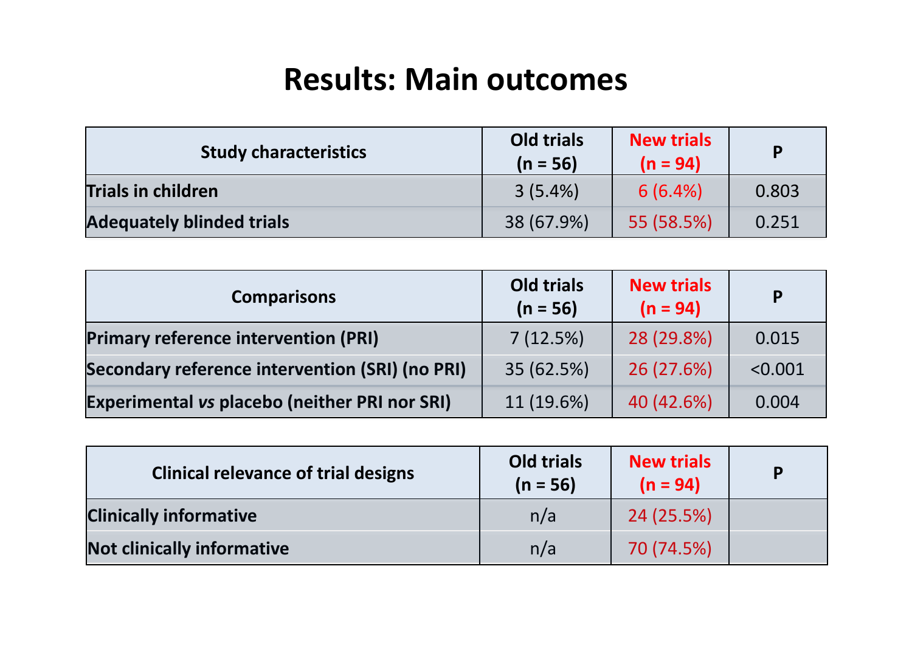# Results: Main outcomes

| Study characteristics | Old trials (n = 56) | New trials (n = 94) | P |
|---|---|---|---|
| **Trials in children** | 3 (5.4%) | 6 (6.4%) | 0.803 |
| **Adequately blinded trials** | 38 (67.9%) | 55 (58.5%) | 0.251 |

| Comparisons | Old trials (n = 56) | New trials (n = 94) | P |
|---|---|---|---|
| **Primary reference intervention (PRI)** | 7 (12.5%) | 28 (29.8%) | 0.015 |
| **Secondary reference intervention (SRI) (no PRI)** | 35 (62.5%) | 26 (27.6%) | <0.001 |
| **Experimental *vs* placebo (neither PRI nor SRI)** | 11 (19.6%) | 40 (42.6%) | 0.004 |

| Clinical relevance of trial designs | Old trials (n = 56) | New trials (n = 94) | P |
|---|---|---|---|
| **Clinically informative** | n/a | 24 (25.5%) | |
| **Not clinically informative** | n/a | 70 (74.5%) | |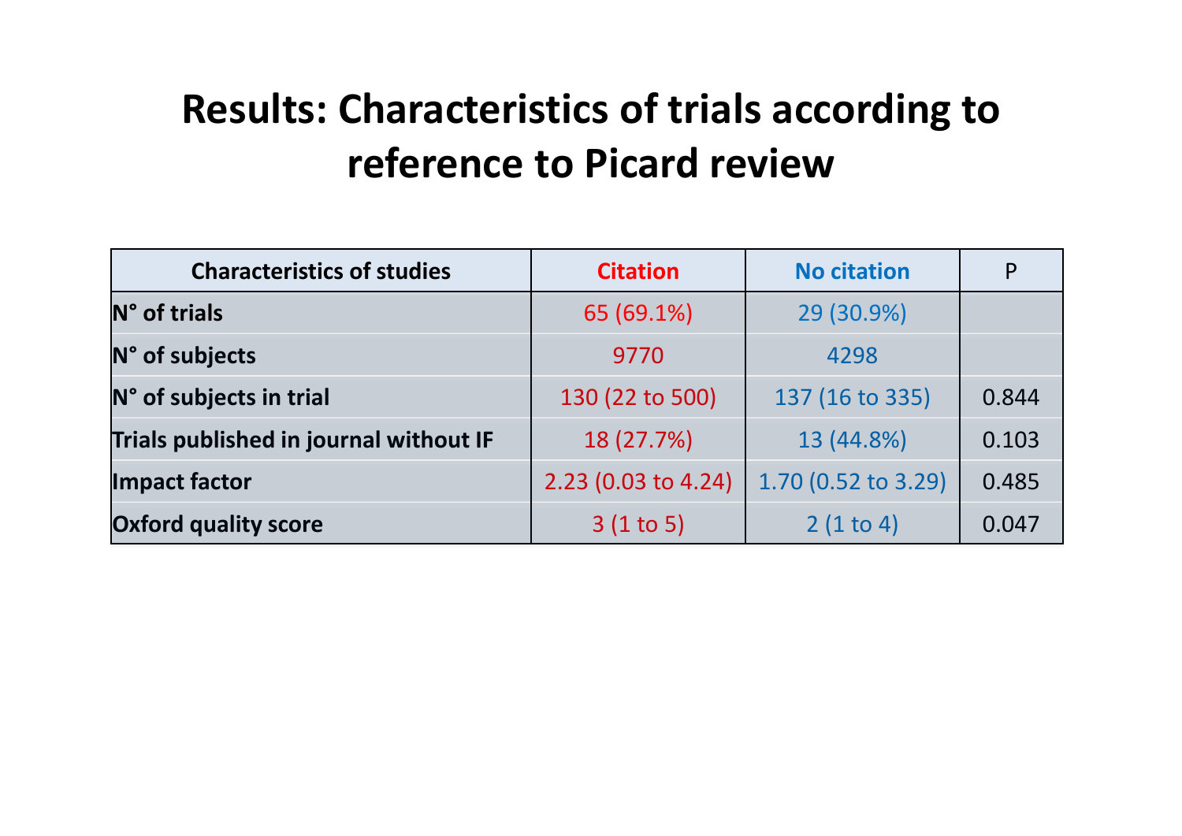# Results: Characteristics of trials according to reference to Picard review

| Characteristics of studies | Citation | No citation | P |
| --- | --- | --- | --- |
| N° of trials | 65 (69.1%) | 29 (30.9%) | |
| N° of subjects | 9770 | 4298 | |
| N° of subjects in trial | 130 (22 to 500) | 137 (16 to 335) | 0.844 |
| Trials published in journal without IF | 18 (27.7%) | 13 (44.8%) | 0.103 |
| Impact factor | 2.23 (0.03 to 4.24) | 1.70 (0.52 to 3.29) | 0.485 |
| Oxford quality score | 3 (1 to 5) | 2 (1 to 4) | 0.047 |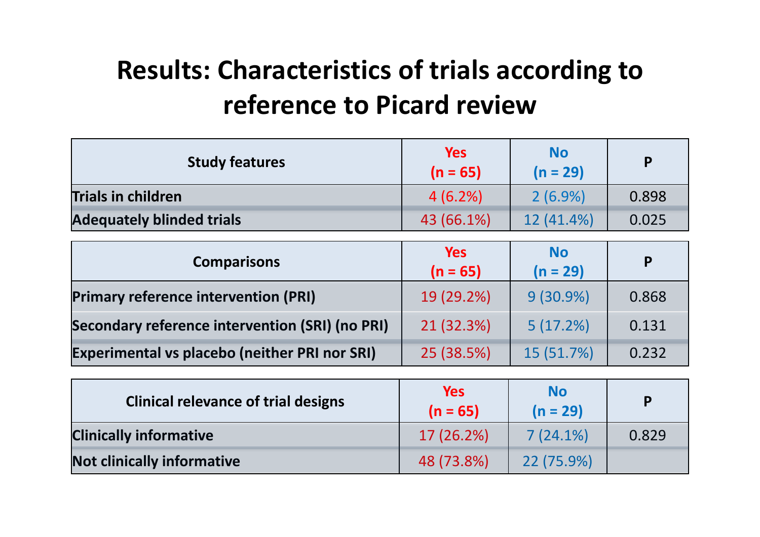# Results: Characteristics of trials according to reference to Picard review

| Study features | Yes (n = 65) | No (n = 29) | P |
|---|---|---|---|
| Trials in children | 4 (6.2%) | 2 (6.9%) | 0.898 |
| Adequately blinded trials | 43 (66.1%) | 12 (41.4%) | 0.025 |

| Comparisons | Yes (n = 65) | No (n = 29) | P |
|---|---|---|---|
| Primary reference intervention (PRI) | 19 (29.2%) | 9 (30.9%) | 0.868 |
| Secondary reference intervention (SRI) (no PRI) | 21 (32.3%) | 5 (17.2%) | 0.131 |
| Experimental vs placebo (neither PRI nor SRI) | 25 (38.5%) | 15 (51.7%) | 0.232 |

| Clinical relevance of trial designs | Yes (n = 65) | No (n = 29) | P |
|---|---|---|---|
| Clinically informative | 17 (26.2%) | 7 (24.1%) | 0.829 |
| Not clinically informative | 48 (73.8%) | 22 (75.9%) | |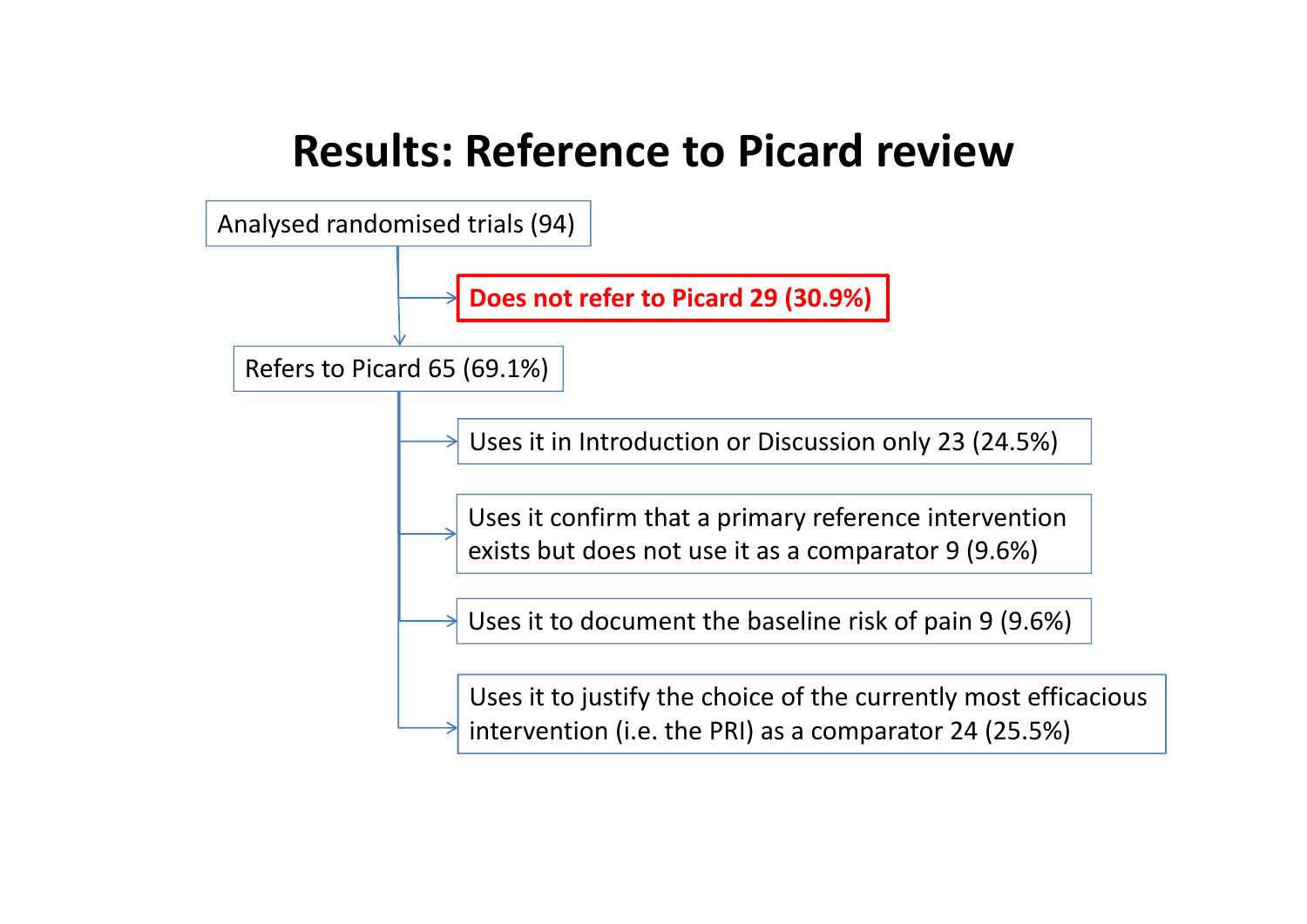# Results: Reference to Picard review

- Analysed randomised trials (94)
  - **Does not refer to Picard 29 (30.9%)**
  - Refers to Picard 65 (69.1%)
    - Uses it in Introduction or Discussion only 23 (24.5%)
    - Uses it confirm that a primary reference intervention exists but does not use it as a comparator 9 (9.6%)
    - Uses it to document the baseline risk of pain 9 (9.6%)
    - Uses it to justify the choice of the currently most efficacious intervention (i.e. the PRI) as a comparator 24 (25.5%)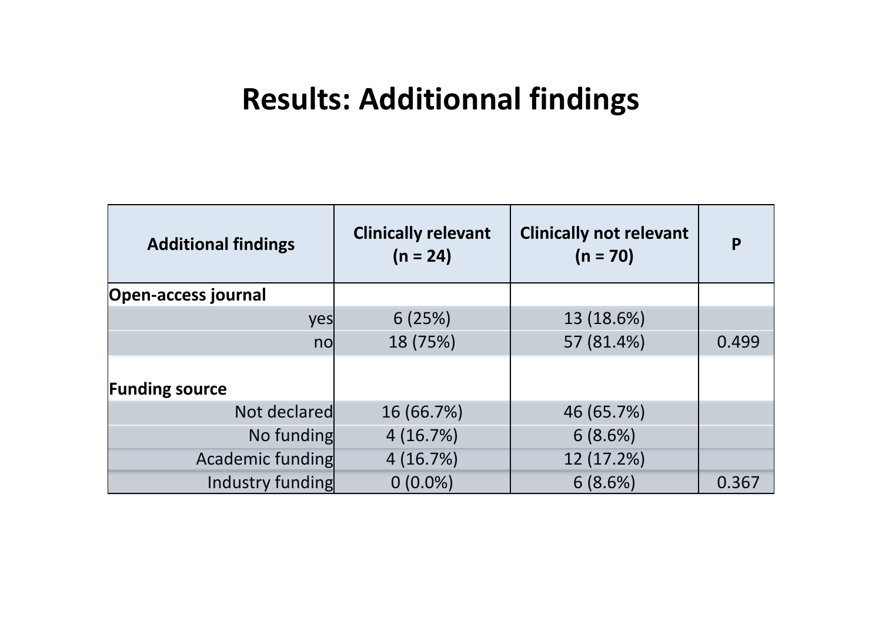# Results: Additionnal findings

| Additional findings | Clinically relevant (n = 24) | Clinically not relevant (n = 70) | P |
|---|---|---|---|
| **Open-access journal** | | | |
| yes | 6 (25%) | 13 (18.6%) | |
| no | 18 (75%) | 57 (81.4%) | 0.499 |
| **Funding source** | | | |
| Not declared | 16 (66.7%) | 46 (65.7%) | |
| No funding | 4 (16.7%) | 6 (8.6%) | |
| Academic funding | 4 (16.7%) | 12 (17.2%) | |
| Industry funding | 0 (0.0%) | 6 (8.6%) | 0.367 |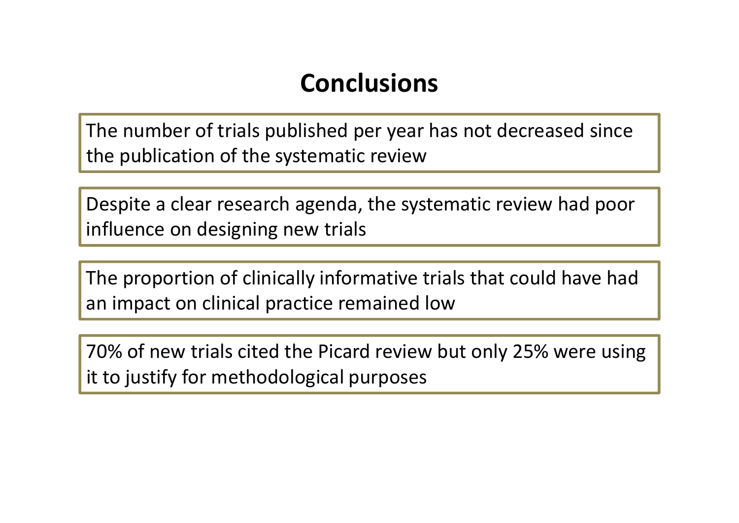# Conclusions

The number of trials published per year has not decreased since the publication of the systematic review

Despite a clear research agenda, the systematic review had poor influence on designing new trials

The proportion of clinically informative trials that could have had an impact on clinical practice remained low

70% of new trials cited the Picard review but only 25% were using it to justify for methodological purposes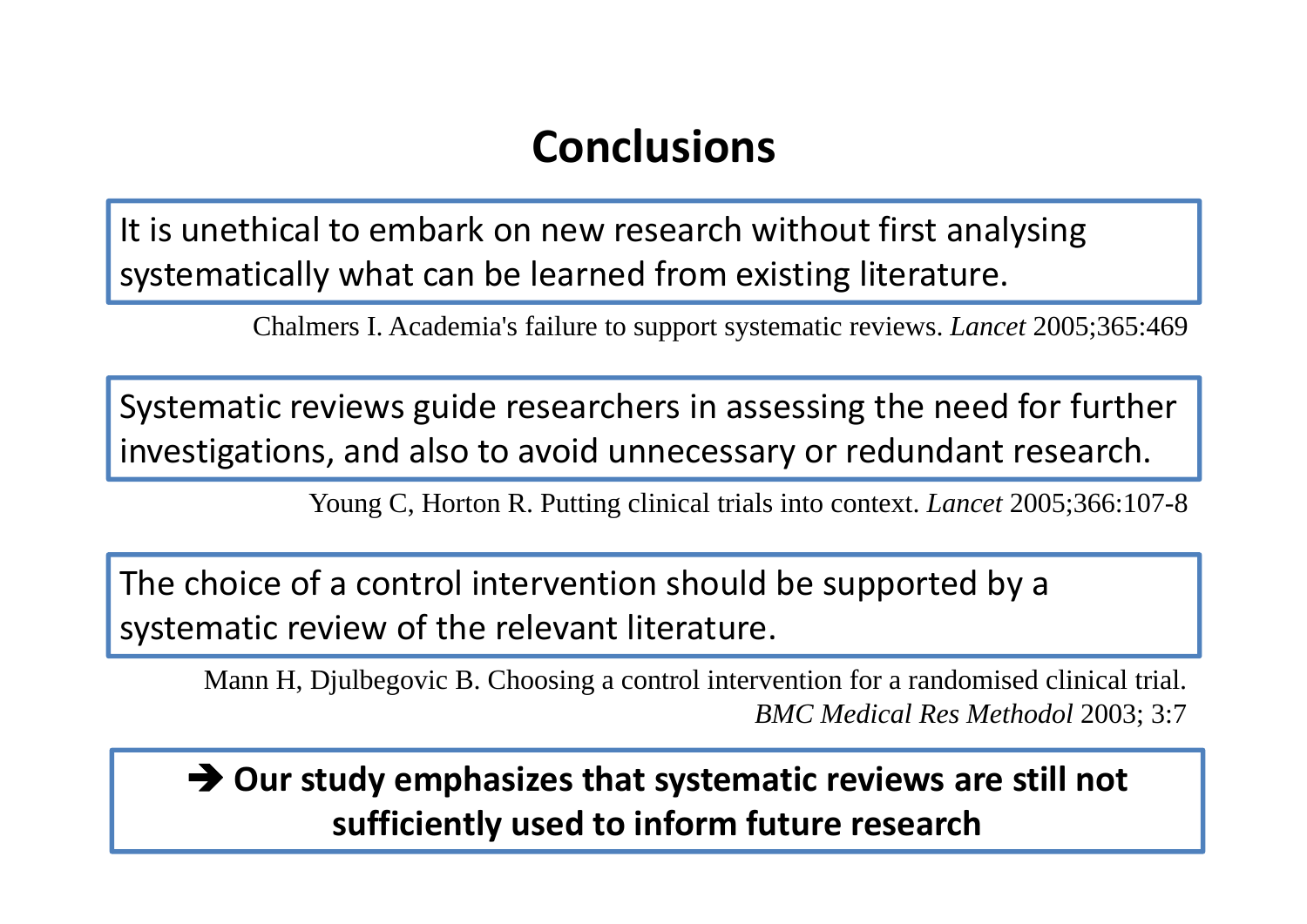# Conclusions

It is unethical to embark on new research without first analysing systematically what can be learned from existing literature.

Chalmers I. Academia's failure to support systematic reviews. *Lancet* 2005;365:469

Systematic reviews guide researchers in assessing the need for further investigations, and also to avoid unnecessary or redundant research.

Young C, Horton R. Putting clinical trials into context. *Lancet* 2005;366:107-8

The choice of a control intervention should be supported by a systematic review of the relevant literature.

Mann H, Djulbegovic B. Choosing a control intervention for a randomised clinical trial. *BMC Medical Res Methodol* 2003; 3:7

➔ **Our study emphasizes that systematic reviews are still not sufficiently used to inform future research**